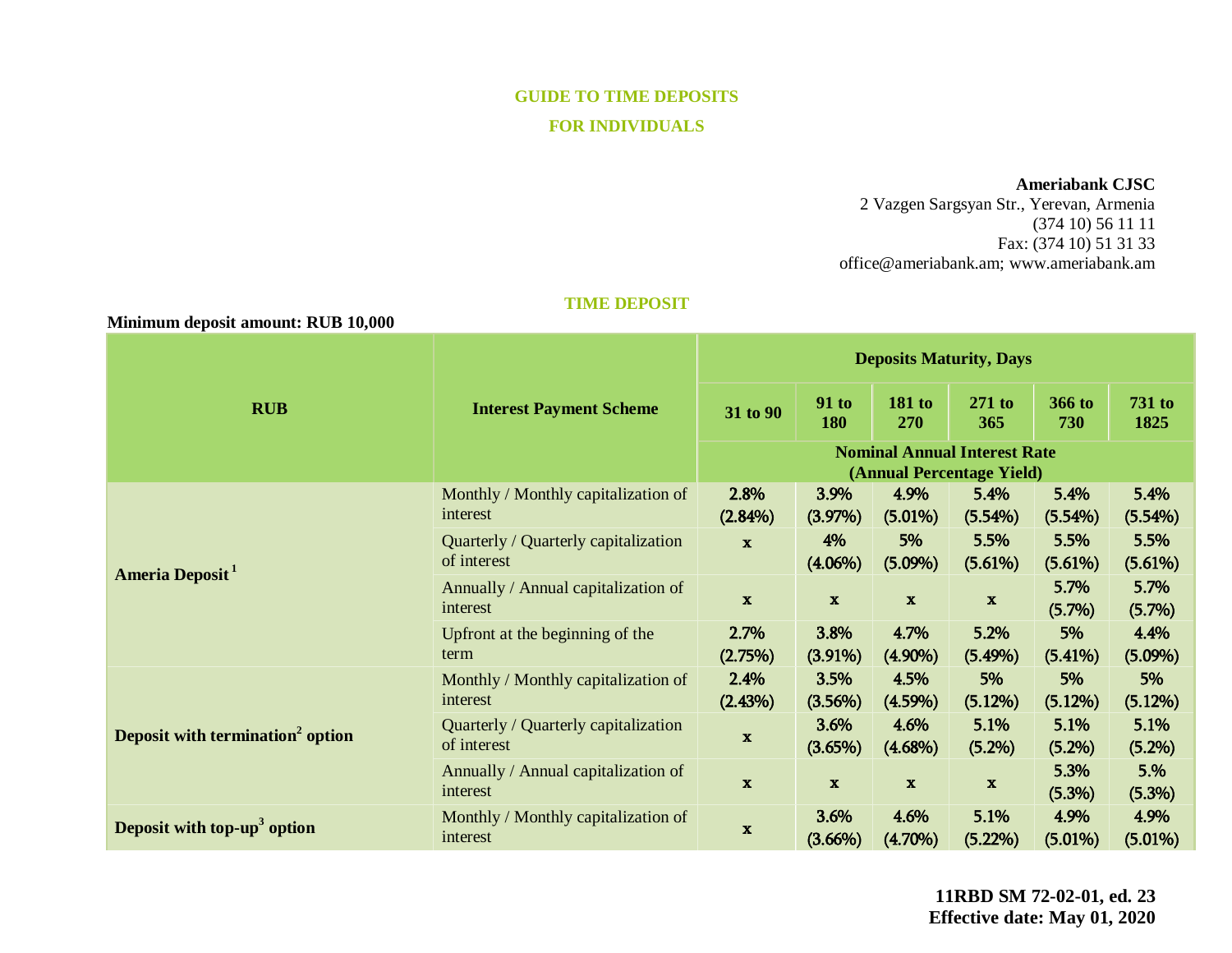## GUIDE TO TIME DEPOSITS

## FOR INDIVIDUALS

**Ameriabank CJSC**
2 Vazgen Sargsyan Str., Yerevan, Armenia
(374 10) 56 11 11
Fax: (374 10) 51 31 33
office@ameriabank.am; www.ameriabank.am

### TIME DEPOSIT

**Minimum deposit amount: RUB 10,000**

| RUB | Interest Payment Scheme | Deposits Maturity, Days | | | | | |
|---|---|---|---|---|---|---|---|
| | | 31 to 90 | 91 to 180 | 181 to 270 | 271 to 365 | 366 to 730 | 731 to 1825 |
| | | Nominal Annual Interest Rate (Annual Percentage Yield) | | | | | |
| **Ameria Deposit** [1] | Monthly / Monthly capitalization of interest | 2.8% (2.84%) | 3.9% (3.97%) | 4.9% (5.01%) | 5.4% (5.54%) | 5.4% (5.54%) | 5.4% (5.54%) |
| | Quarterly / Quarterly capitalization of interest | x | 4% (4.06%) | 5% (5.09%) | 5.5% (5.61%) | 5.5% (5.61%) | 5.5% (5.61%) |
| | Annually / Annual capitalization of interest | x | x | x | x | 5.7% (5.7%) | 5.7% (5.7%) |
| | Upfront at the beginning of the term | 2.7% (2.75%) | 3.8% (3.91%) | 4.7% (4.90%) | 5.2% (5.49%) | 5% (5.41%) | 4.4% (5.09%) |
| **Deposit with termination[2] option** | Monthly / Monthly capitalization of interest | 2.4% (2.43%) | 3.5% (3.56%) | 4.5% (4.59%) | 5% (5.12%) | 5% (5.12%) | 5% (5.12%) |
| | Quarterly / Quarterly capitalization of interest | x | 3.6% (3.65%) | 4.6% (4.68%) | 5.1% (5.2%) | 5.1% (5.2%) | 5.1% (5.2%) |
| | Annually / Annual capitalization of interest | x | x | x | x | 5.3% (5.3%) | 5.% (5.3%) |
| **Deposit with top-up[3] option** | Monthly / Monthly capitalization of interest | x | 3.6% (3.66%) | 4.6% (4.70%) | 5.1% (5.22%) | 4.9% (5.01%) | 4.9% (5.01%) |

**11RBD SM 72-02-01, ed. 23**
**Effective date: May 01, 2020**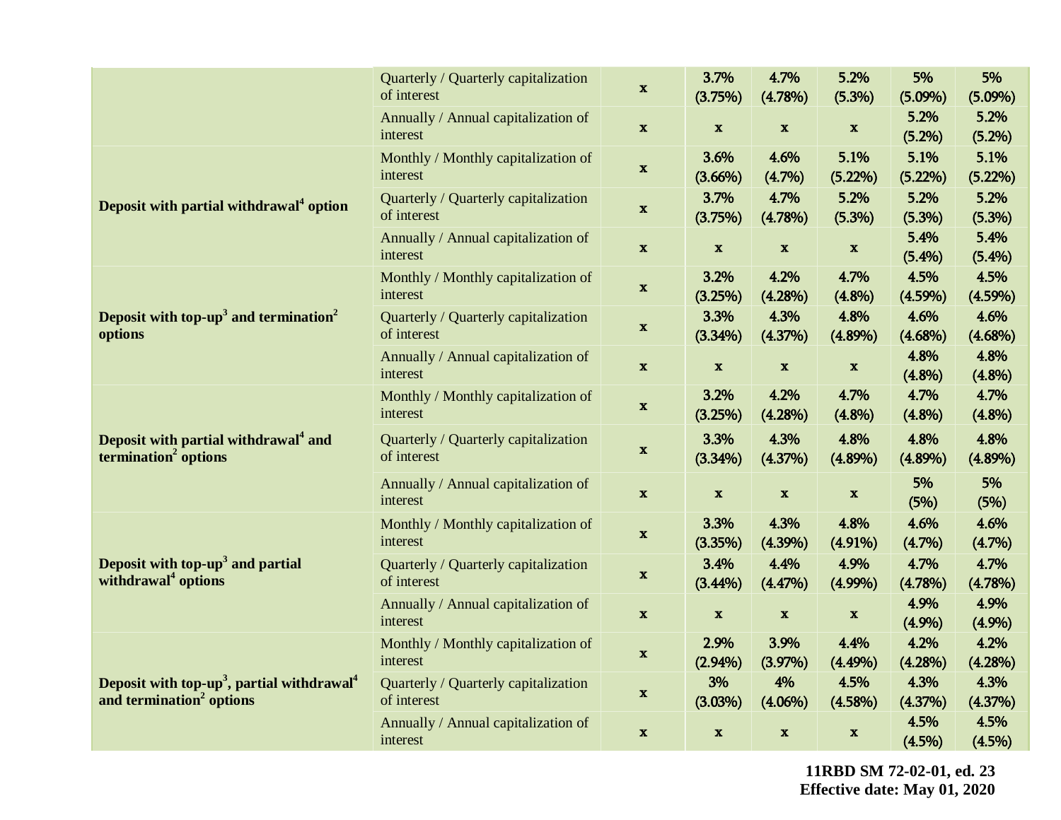| | | | | | | | |
|---|---|---|---|---|---|---|---|
| | Quarterly / Quarterly capitalization of interest | x | 3.7% (3.75%) | 4.7% (4.78%) | 5.2% (5.3%) | 5% (5.09%) | 5% (5.09%) |
| | Annually / Annual capitalization of interest | x | x | x | x | 5.2% (5.2%) | 5.2% (5.2%) |
| **Deposit with partial withdrawal[4] option** | Monthly / Monthly capitalization of interest | x | 3.6% (3.66%) | 4.6% (4.7%) | 5.1% (5.22%) | 5.1% (5.22%) | 5.1% (5.22%) |
| | Quarterly / Quarterly capitalization of interest | x | 3.7% (3.75%) | 4.7% (4.78%) | 5.2% (5.3%) | 5.2% (5.3%) | 5.2% (5.3%) |
| | Annually / Annual capitalization of interest | x | x | x | x | 5.4% (5.4%) | 5.4% (5.4%) |
| **Deposit with top-up[3] and termination[2] options** | Monthly / Monthly capitalization of interest | x | 3.2% (3.25%) | 4.2% (4.28%) | 4.7% (4.8%) | 4.5% (4.59%) | 4.5% (4.59%) |
| | Quarterly / Quarterly capitalization of interest | x | 3.3% (3.34%) | 4.3% (4.37%) | 4.8% (4.89%) | 4.6% (4.68%) | 4.6% (4.68%) |
| | Annually / Annual capitalization of interest | x | x | x | x | 4.8% (4.8%) | 4.8% (4.8%) |
| **Deposit with partial withdrawal[4] and termination[2] options** | Monthly / Monthly capitalization of interest | x | 3.2% (3.25%) | 4.2% (4.28%) | 4.7% (4.8%) | 4.7% (4.8%) | 4.7% (4.8%) |
| | Quarterly / Quarterly capitalization of interest | x | 3.3% (3.34%) | 4.3% (4.37%) | 4.8% (4.89%) | 4.8% (4.89%) | 4.8% (4.89%) |
| | Annually / Annual capitalization of interest | x | x | x | x | 5% (5%) | 5% (5%) |
| **Deposit with top-up[3] and partial withdrawal[4] options** | Monthly / Monthly capitalization of interest | x | 3.3% (3.35%) | 4.3% (4.39%) | 4.8% (4.91%) | 4.6% (4.7%) | 4.6% (4.7%) |
| | Quarterly / Quarterly capitalization of interest | x | 3.4% (3.44%) | 4.4% (4.47%) | 4.9% (4.99%) | 4.7% (4.78%) | 4.7% (4.78%) |
| | Annually / Annual capitalization of interest | x | x | x | x | 4.9% (4.9%) | 4.9% (4.9%) |
| **Deposit with top-up[3], partial withdrawal[4] and termination[2] options** | Monthly / Monthly capitalization of interest | x | 2.9% (2.94%) | 3.9% (3.97%) | 4.4% (4.49%) | 4.2% (4.28%) | 4.2% (4.28%) |
| | Quarterly / Quarterly capitalization of interest | x | 3% (3.03%) | 4% (4.06%) | 4.5% (4.58%) | 4.3% (4.37%) | 4.3% (4.37%) |
| | Annually / Annual capitalization of interest | x | x | x | x | 4.5% (4.5%) | 4.5% (4.5%) |

**11RBD SM 72-02-01, ed. 23**
**Effective date: May 01, 2020**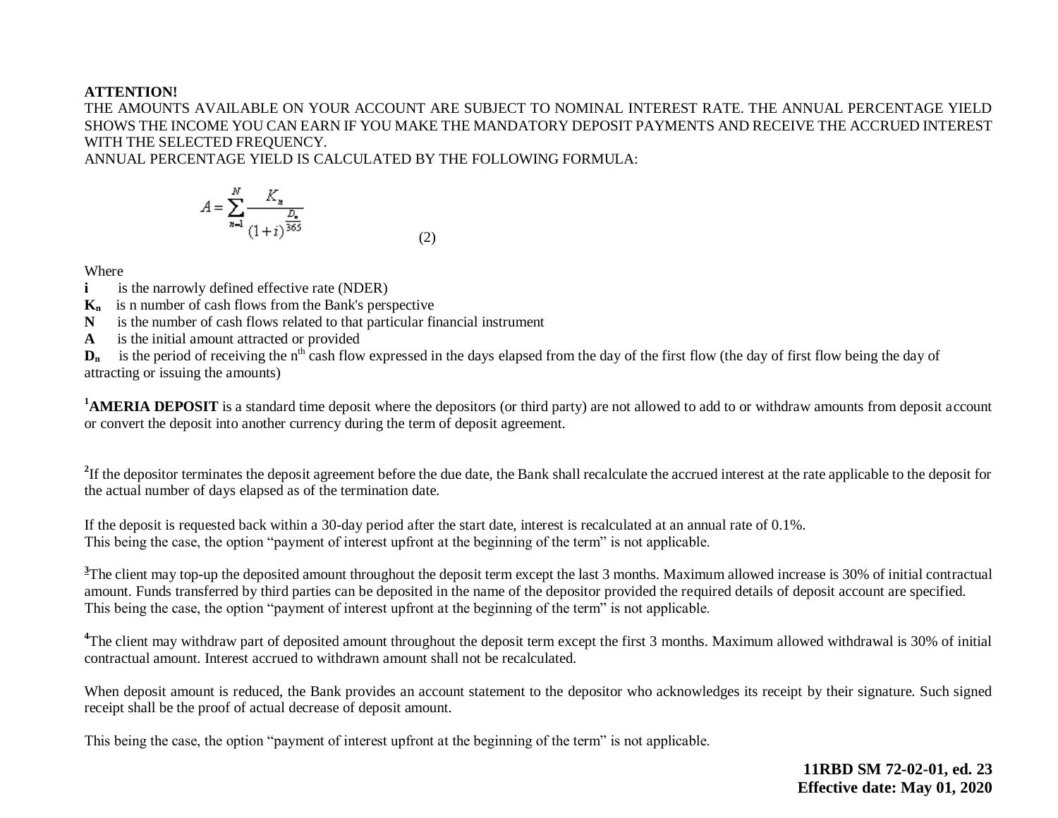**ATTENTION!**
THE AMOUNTS AVAILABLE ON YOUR ACCOUNT ARE SUBJECT TO NOMINAL INTEREST RATE. THE ANNUAL PERCENTAGE YIELD SHOWS THE INCOME YOU CAN EARN IF YOU MAKE THE MANDATORY DEPOSIT PAYMENTS AND RECEIVE THE ACCRUED INTEREST WITH THE SELECTED FREQUENCY.
ANNUAL PERCENTAGE YIELD IS CALCULATED BY THE FOLLOWING FORMULA:

$$A = \sum_{n=1}^{N} \frac{K_n}{(1+i)^{\frac{D_n}{365}}} \qquad (2)$$

Where

**i** is the narrowly defined effective rate (NDER)
**$K_n$** is n number of cash flows from the Bank's perspective
**N** is the number of cash flows related to that particular financial instrument
**A** is the initial amount attracted or provided
**$D_n$** is the period of receiving the $n^{th}$ cash flow expressed in the days elapsed from the day of the first flow (the day of first flow being the day of attracting or issuing the amounts)

[1]**AMERIA DEPOSIT** is a standard time deposit where the depositors (or third party) are not allowed to add to or withdraw amounts from deposit account or convert the deposit into another currency during the term of deposit agreement.

[2]If the depositor terminates the deposit agreement before the due date, the Bank shall recalculate the accrued interest at the rate applicable to the deposit for the actual number of days elapsed as of the termination date.

If the deposit is requested back within a 30-day period after the start date, interest is recalculated at an annual rate of 0.1%.
This being the case, the option "payment of interest upfront at the beginning of the term" is not applicable.

[3]The client may top-up the deposited amount throughout the deposit term except the last 3 months. Maximum allowed increase is 30% of initial contractual amount. Funds transferred by third parties can be deposited in the name of the depositor provided the required details of deposit account are specified.
This being the case, the option "payment of interest upfront at the beginning of the term" is not applicable.

[4]The client may withdraw part of deposited amount throughout the deposit term except the first 3 months. Maximum allowed withdrawal is 30% of initial contractual amount. Interest accrued to withdrawn amount shall not be recalculated.

When deposit amount is reduced, the Bank provides an account statement to the depositor who acknowledges its receipt by their signature. Such signed receipt shall be the proof of actual decrease of deposit amount.

This being the case, the option "payment of interest upfront at the beginning of the term" is not applicable.

**11RBD SM 72-02-01, ed. 23**
**Effective date: May 01, 2020**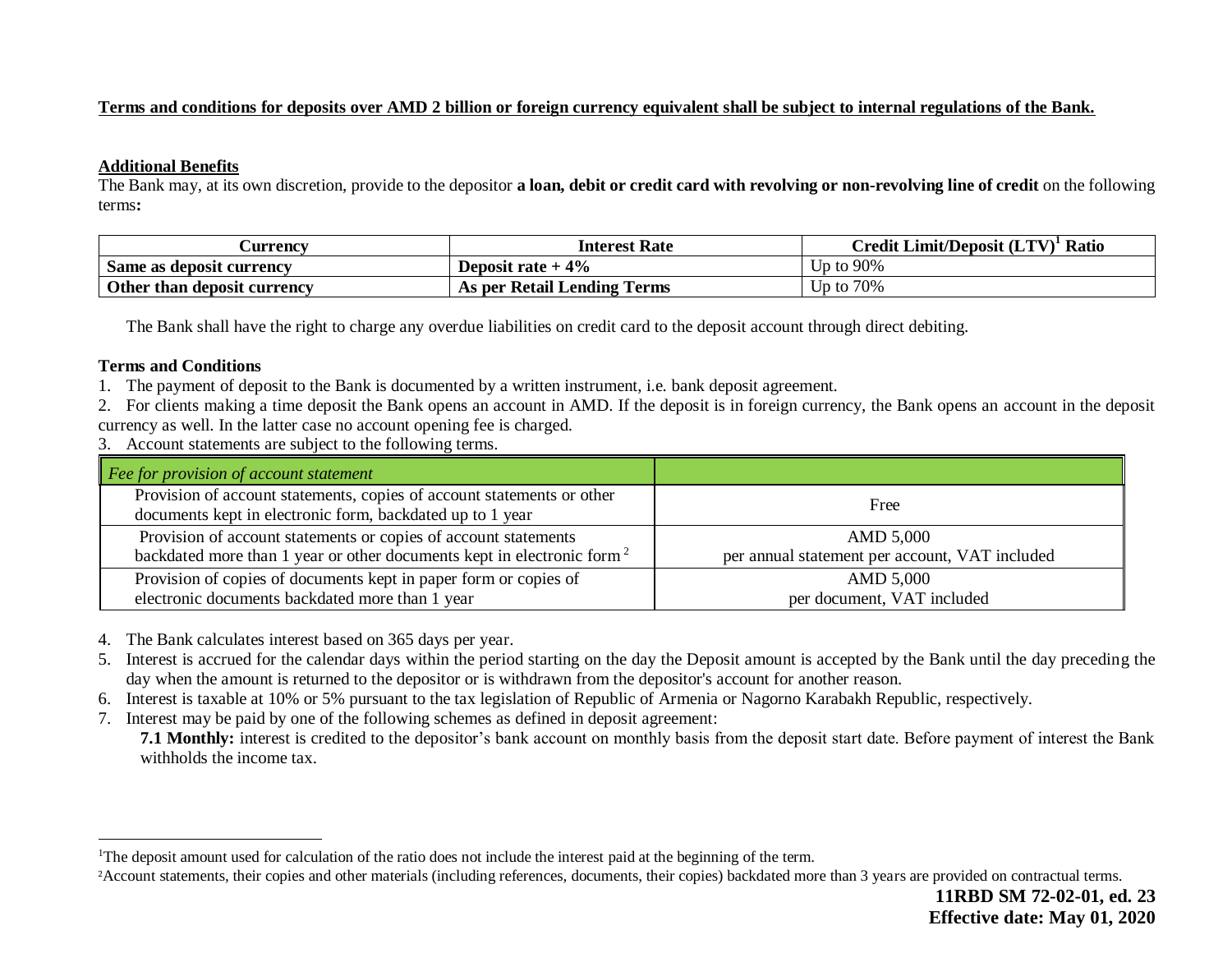**Terms and conditions for deposits over AMD 2 billion or foreign currency equivalent shall be subject to internal regulations of the Bank.**

**Additional Benefits**

The Bank may, at its own discretion, provide to the depositor **a loan, debit or credit card with revolving or non-revolving line of credit** on the following terms**:**

| Currency | Interest Rate | Credit Limit/Deposit (LTV)[1] Ratio |
|---|---|---|
| **Same as deposit currency** | **Deposit rate + 4%** | Up to 90% |
| **Other than deposit currency** | **As per Retail Lending Terms** | Up to 70% |

The Bank shall have the right to charge any overdue liabilities on credit card to the deposit account through direct debiting.

**Terms and Conditions**

1. The payment of deposit to the Bank is documented by a written instrument, i.e. bank deposit agreement.
2. For clients making a time deposit the Bank opens an account in AMD. If the deposit is in foreign currency, the Bank opens an account in the deposit currency as well. In the latter case no account opening fee is charged.
3. Account statements are subject to the following terms.

| *Fee for provision of account statement* | |
|---|---|
| Provision of account statements, copies of account statements or other documents kept in electronic form, backdated up to 1 year | Free |
| Provision of account statements or copies of account statements backdated more than 1 year or other documents kept in electronic form[2] | AMD 5,000 per annual statement per account, VAT included |
| Provision of copies of documents kept in paper form or copies of electronic documents backdated more than 1 year | AMD 5,000 per document, VAT included |

4. The Bank calculates interest based on 365 days per year.
5. Interest is accrued for the calendar days within the period starting on the day the Deposit amount is accepted by the Bank until the day preceding the day when the amount is returned to the depositor or is withdrawn from the depositor's account for another reason.
6. Interest is taxable at 10% or 5% pursuant to the tax legislation of Republic of Armenia or Nagorno Karabakh Republic, respectively.
7. Interest may be paid by one of the following schemes as defined in deposit agreement:

   **7.1 Monthly:** interest is credited to the depositor's bank account on monthly basis from the deposit start date. Before payment of interest the Bank withholds the income tax.

[1] The deposit amount used for calculation of the ratio does not include the interest paid at the beginning of the term.

[2] Account statements, their copies and other materials (including references, documents, their copies) backdated more than 3 years are provided on contractual terms.

**11RBD SM 72-02-01, ed. 23**
**Effective date: May 01, 2020**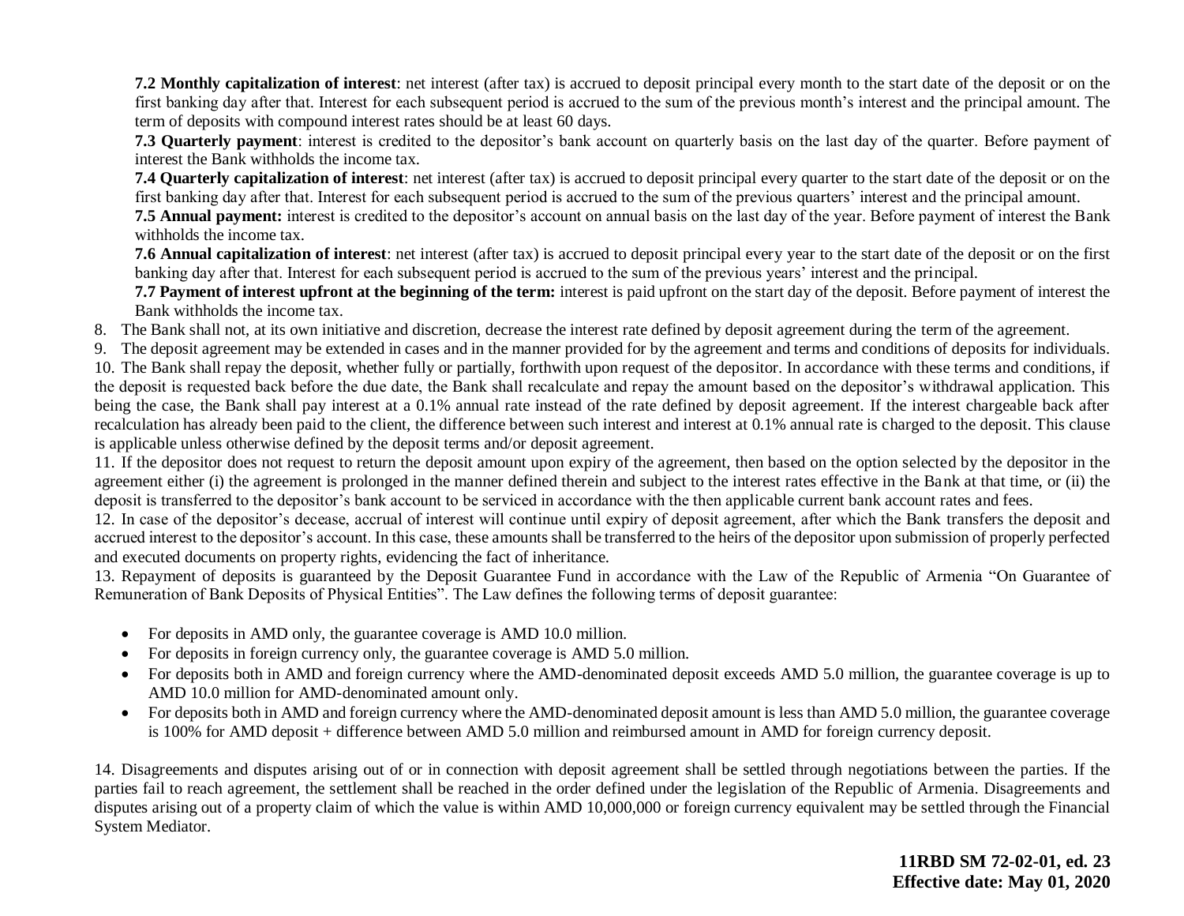**7.2 Monthly capitalization of interest**: net interest (after tax) is accrued to deposit principal every month to the start date of the deposit or on the first banking day after that. Interest for each subsequent period is accrued to the sum of the previous month's interest and the principal amount. The term of deposits with compound interest rates should be at least 60 days.

**7.3 Quarterly payment**: interest is credited to the depositor's bank account on quarterly basis on the last day of the quarter. Before payment of interest the Bank withholds the income tax.

**7.4 Quarterly capitalization of interest**: net interest (after tax) is accrued to deposit principal every quarter to the start date of the deposit or on the first banking day after that. Interest for each subsequent period is accrued to the sum of the previous quarters' interest and the principal amount.

**7.5 Annual payment:** interest is credited to the depositor's account on annual basis on the last day of the year. Before payment of interest the Bank withholds the income tax.

**7.6 Annual capitalization of interest**: net interest (after tax) is accrued to deposit principal every year to the start date of the deposit or on the first banking day after that. Interest for each subsequent period is accrued to the sum of the previous years' interest and the principal.

**7.7 Payment of interest upfront at the beginning of the term:** interest is paid upfront on the start day of the deposit. Before payment of interest the Bank withholds the income tax.

8. The Bank shall not, at its own initiative and discretion, decrease the interest rate defined by deposit agreement during the term of the agreement.
9. The deposit agreement may be extended in cases and in the manner provided for by the agreement and terms and conditions of deposits for individuals.
10. The Bank shall repay the deposit, whether fully or partially, forthwith upon request of the depositor. In accordance with these terms and conditions, if the deposit is requested back before the due date, the Bank shall recalculate and repay the amount based on the depositor's withdrawal application. This being the case, the Bank shall pay interest at a 0.1% annual rate instead of the rate defined by deposit agreement. If the interest chargeable back after recalculation has already been paid to the client, the difference between such interest and interest at 0.1% annual rate is charged to the deposit. This clause is applicable unless otherwise defined by the deposit terms and/or deposit agreement.
11. If the depositor does not request to return the deposit amount upon expiry of the agreement, then based on the option selected by the depositor in the agreement either (i) the agreement is prolonged in the manner defined therein and subject to the interest rates effective in the Bank at that time, or (ii) the deposit is transferred to the depositor's bank account to be serviced in accordance with the then applicable current bank account rates and fees.
12. In case of the depositor's decease, accrual of interest will continue until expiry of deposit agreement, after which the Bank transfers the deposit and accrued interest to the depositor's account. In this case, these amounts shall be transferred to the heirs of the depositor upon submission of properly perfected and executed documents on property rights, evidencing the fact of inheritance.
13. Repayment of deposits is guaranteed by the Deposit Guarantee Fund in accordance with the Law of the Republic of Armenia "On Guarantee of Remuneration of Bank Deposits of Physical Entities". The Law defines the following terms of deposit guarantee:

- For deposits in AMD only, the guarantee coverage is AMD 10.0 million.
- For deposits in foreign currency only, the guarantee coverage is AMD 5.0 million.
- For deposits both in AMD and foreign currency where the AMD-denominated deposit exceeds AMD 5.0 million, the guarantee coverage is up to AMD 10.0 million for AMD-denominated amount only.
- For deposits both in AMD and foreign currency where the AMD-denominated deposit amount is less than AMD 5.0 million, the guarantee coverage is 100% for AMD deposit + difference between AMD 5.0 million and reimbursed amount in AMD for foreign currency deposit.

14. Disagreements and disputes arising out of or in connection with deposit agreement shall be settled through negotiations between the parties. If the parties fail to reach agreement, the settlement shall be reached in the order defined under the legislation of the Republic of Armenia. Disagreements and disputes arising out of a property claim of which the value is within AMD 10,000,000 or foreign currency equivalent may be settled through the Financial System Mediator.

**11RBD SM 72-02-01, ed. 23**
**Effective date: May 01, 2020**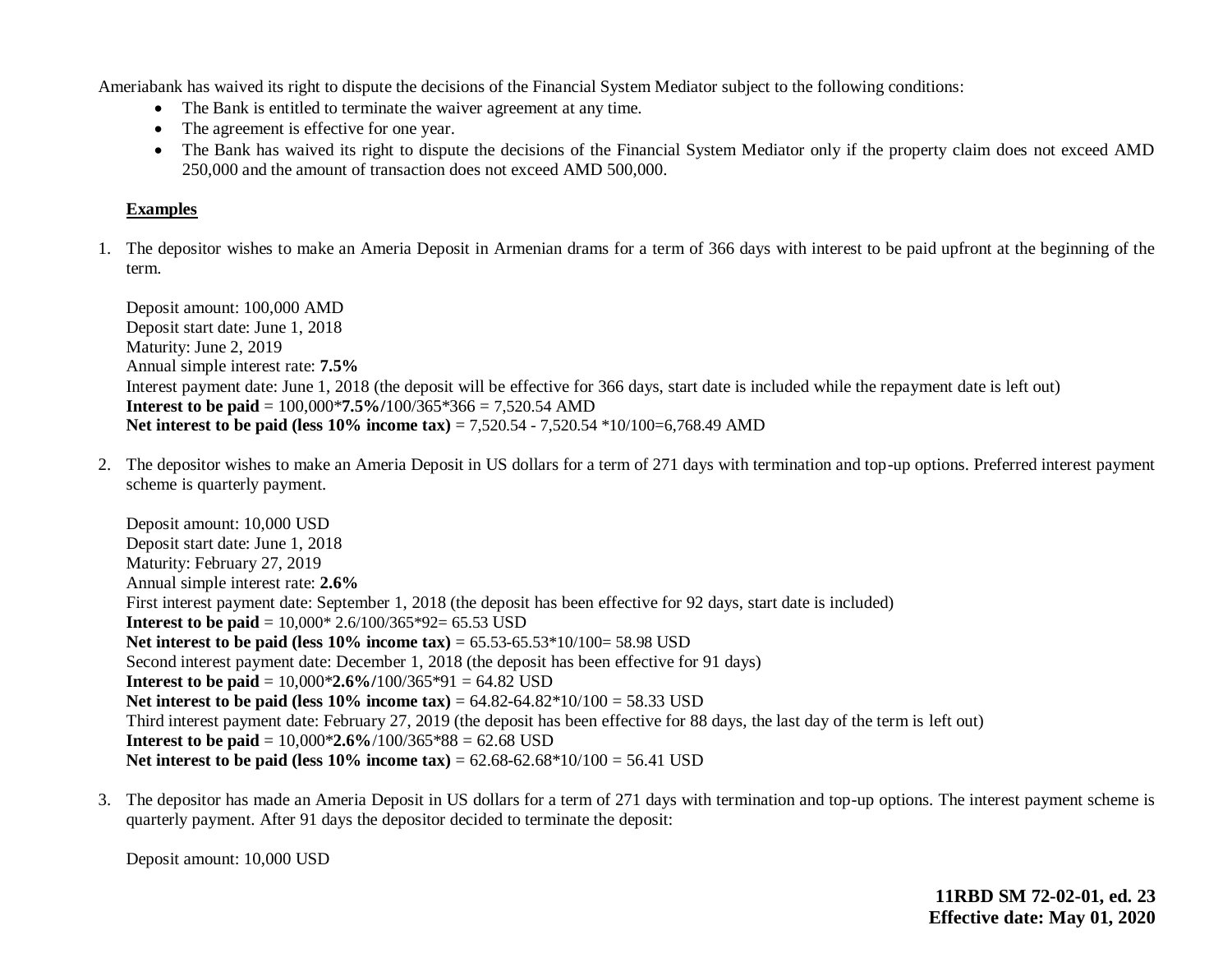Ameriabank has waived its right to dispute the decisions of the Financial System Mediator subject to the following conditions:

- The Bank is entitled to terminate the waiver agreement at any time.
- The agreement is effective for one year.
- The Bank has waived its right to dispute the decisions of the Financial System Mediator only if the property claim does not exceed AMD 250,000 and the amount of transaction does not exceed AMD 500,000.

**Examples**

1. The depositor wishes to make an Ameria Deposit in Armenian drams for a term of 366 days with interest to be paid upfront at the beginning of the term.

   Deposit amount: 100,000 AMD
   Deposit start date: June 1, 2018
   Maturity: June 2, 2019
   Annual simple interest rate: **7.5%**
   Interest payment date: June 1, 2018 (the deposit will be effective for 366 days, start date is included while the repayment date is left out)
   **Interest to be paid** = 100,000***7.5%/**100/365*366 = 7,520.54 AMD
   **Net interest to be paid (less 10% income tax)** = 7,520.54 - 7,520.54 *10/100=6,768.49 AMD

2. The depositor wishes to make an Ameria Deposit in US dollars for a term of 271 days with termination and top-up options. Preferred interest payment scheme is quarterly payment.

   Deposit amount: 10,000 USD
   Deposit start date: June 1, 2018
   Maturity: February 27, 2019
   Annual simple interest rate: **2.6%**
   First interest payment date: September 1, 2018 (the deposit has been effective for 92 days, start date is included)
   **Interest to be paid** = 10,000* 2.6/100/365*92= 65.53 USD
   **Net interest to be paid (less 10% income tax)** = 65.53-65.53*10/100= 58.98 USD
   Second interest payment date: December 1, 2018 (the deposit has been effective for 91 days)
   **Interest to be paid** = 10,000***2.6%/**100/365*91 = 64.82 USD
   **Net interest to be paid (less 10% income tax)** = 64.82-64.82*10/100 = 58.33 USD
   Third interest payment date: February 27, 2019 (the deposit has been effective for 88 days, the last day of the term is left out)
   **Interest to be paid** = 10,000***2.6%**/100/365*88 = 62.68 USD
   **Net interest to be paid (less 10% income tax)** = 62.68-62.68*10/100 = 56.41 USD

3. The depositor has made an Ameria Deposit in US dollars for a term of 271 days with termination and top-up options. The interest payment scheme is quarterly payment. After 91 days the depositor decided to terminate the deposit:

   Deposit amount: 10,000 USD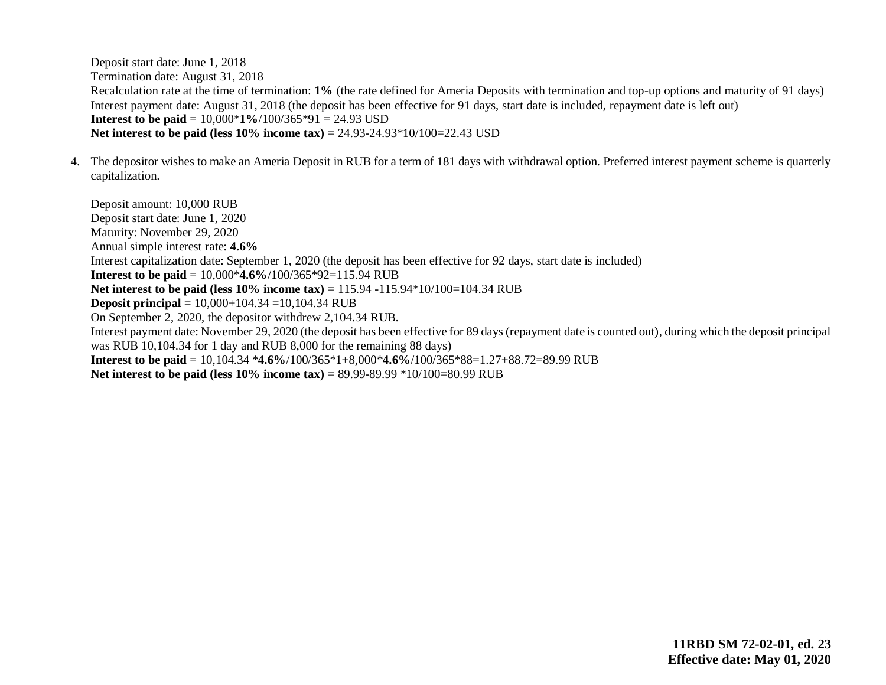Deposit start date: June 1, 2018
Termination date: August 31, 2018
Recalculation rate at the time of termination: **1%** (the rate defined for Ameria Deposits with termination and top-up options and maturity of 91 days)
Interest payment date: August 31, 2018 (the deposit has been effective for 91 days, start date is included, repayment date is left out)
**Interest to be paid** = 10,000***1%**/100/365*91 = 24.93 USD
**Net interest to be paid (less 10% income tax)** = 24.93-24.93*10/100=22.43 USD

4. The depositor wishes to make an Ameria Deposit in RUB for a term of 181 days with withdrawal option. Preferred interest payment scheme is quarterly capitalization.

Deposit amount: 10,000 RUB
Deposit start date: June 1, 2020
Maturity: November 29, 2020
Annual simple interest rate: **4.6%**
Interest capitalization date: September 1, 2020 (the deposit has been effective for 92 days, start date is included)
**Interest to be paid** = 10,000***4.6%**/100/365*92=115.94 RUB
**Net interest to be paid (less 10% income tax)** = 115.94 -115.94*10/100=104.34 RUB
**Deposit principal** = 10,000+104.34 =10,104.34 RUB
On September 2, 2020, the depositor withdrew 2,104.34 RUB.
Interest payment date: November 29, 2020 (the deposit has been effective for 89 days (repayment date is counted out), during which the deposit principal was RUB 10,104.34 for 1 day and RUB 8,000 for the remaining 88 days)
**Interest to be paid** = 10,104.34 ***4.6%**/100/365*1+8,000***4.6%**/100/365*88=1.27+88.72=89.99 RUB
**Net interest to be paid (less 10% income tax)** = 89.99-89.99 *10/100=80.99 RUB